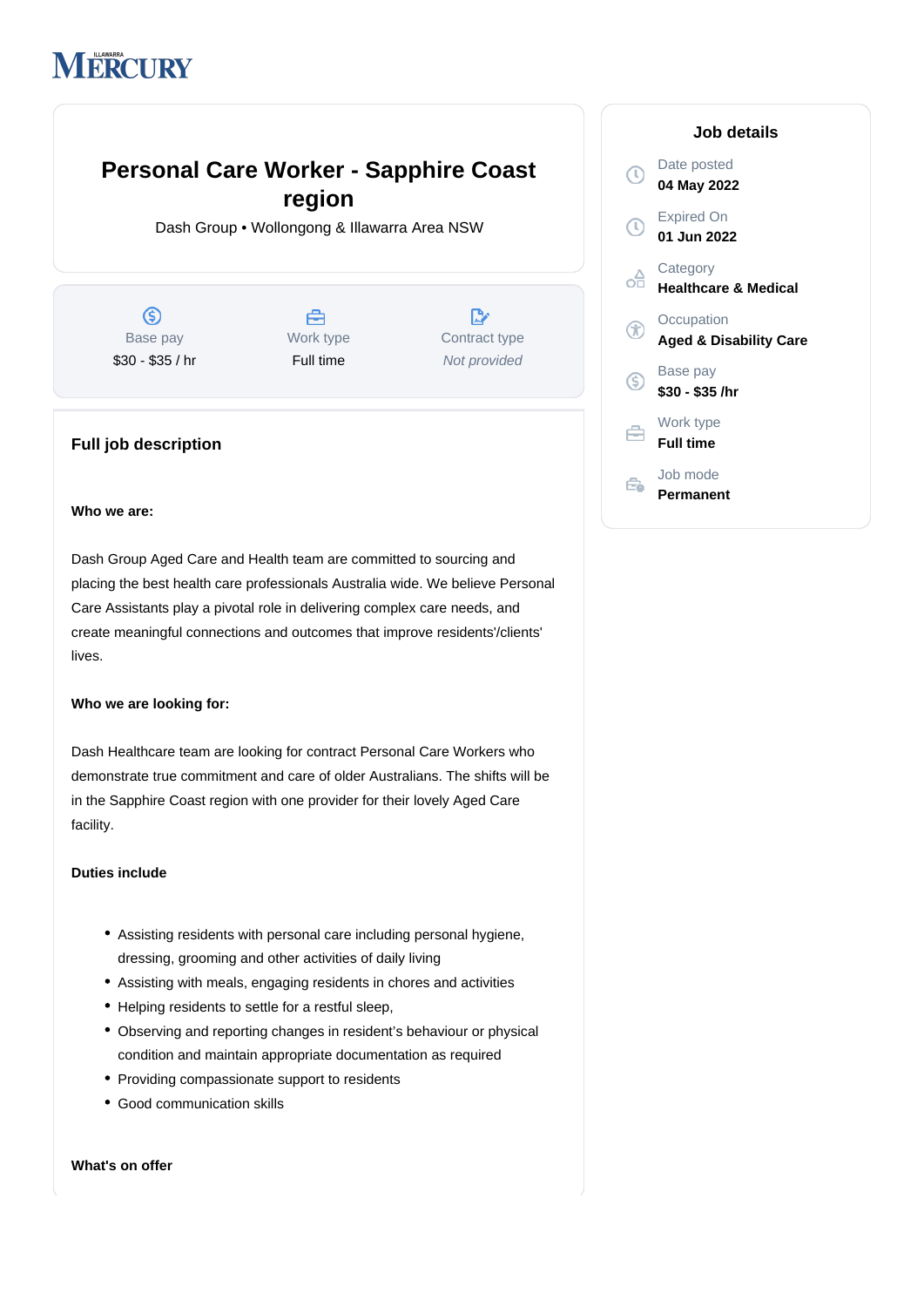ILLAWARRA MERCURY

# Personal Care Worker - Sapphire Coast region

Dash Group • Wollongong & Illawarra Area NSW

| Base pay | Work type | Contract type |
|---|---|---|
| $30 - $35 / hr | Full time | *Not provided* |

## Job details

Date posted
**04 May 2022**

Expired On
**01 Jun 2022**

Category
**Healthcare & Medical**

Occupation
**Aged & Disability Care**

Base pay
**$30 - $35 /hr**

Work type
**Full time**

Job mode
**Permanent**

## Full job description

**Who we are:**

Dash Group Aged Care and Health team are committed to sourcing and placing the best health care professionals Australia wide. We believe Personal Care Assistants play a pivotal role in delivering complex care needs, and create meaningful connections and outcomes that improve residents'/clients' lives.

**Who we are looking for:**

Dash Healthcare team are looking for contract Personal Care Workers who demonstrate true commitment and care of older Australians. The shifts will be in the Sapphire Coast region with one provider for their lovely Aged Care facility.

**Duties include**

- Assisting residents with personal care including personal hygiene, dressing, grooming and other activities of daily living
- Assisting with meals, engaging residents in chores and activities
- Helping residents to settle for a restful sleep,
- Observing and reporting changes in resident's behaviour or physical condition and maintain appropriate documentation as required
- Providing compassionate support to residents
- Good communication skills

**What's on offer**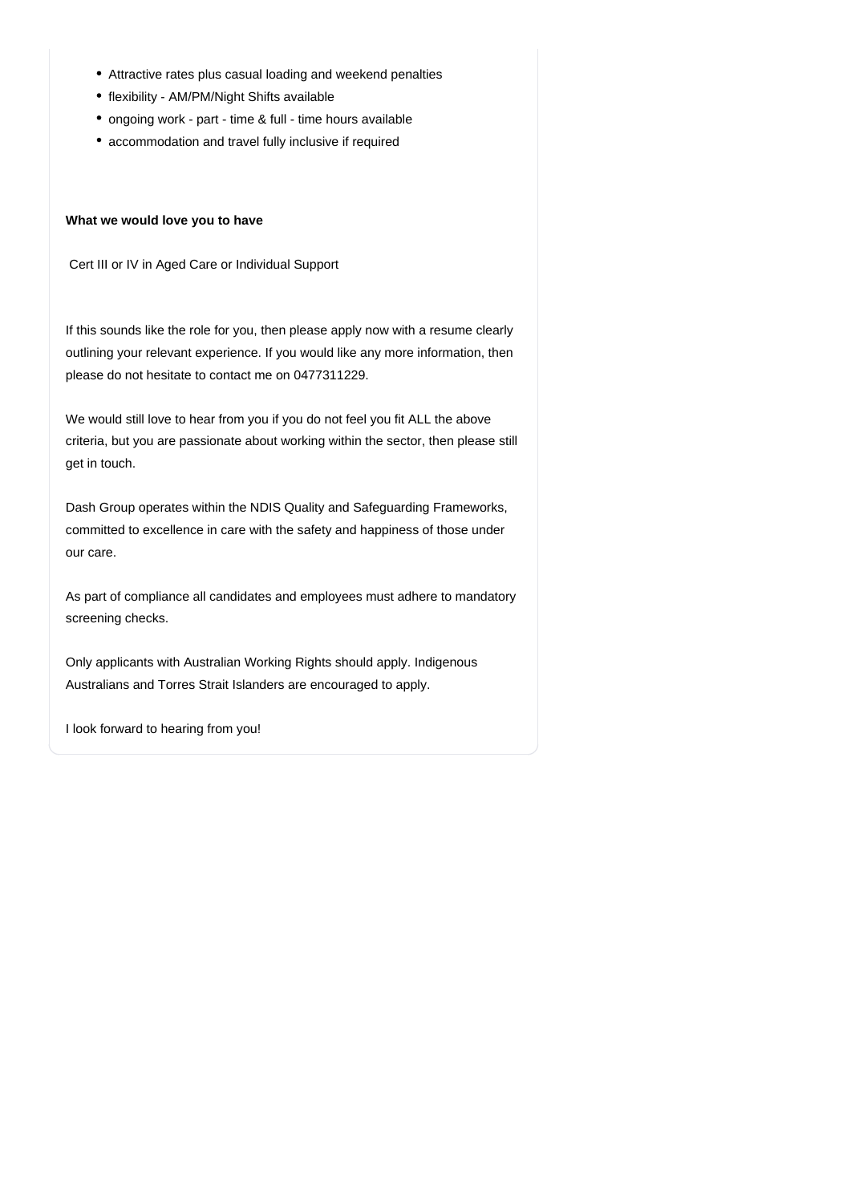- Attractive rates plus casual loading and weekend penalties
- flexibility - AM/PM/Night Shifts available
- ongoing work - part - time & full - time hours available
- accommodation and travel fully inclusive if required

**What we would love you to have**

Cert III or IV in Aged Care or Individual Support

If this sounds like the role for you, then please apply now with a resume clearly outlining your relevant experience. If you would like any more information, then please do not hesitate to contact me on 0477311229.

We would still love to hear from you if you do not feel you fit ALL the above criteria, but you are passionate about working within the sector, then please still get in touch.

Dash Group operates within the NDIS Quality and Safeguarding Frameworks, committed to excellence in care with the safety and happiness of those under our care.

As part of compliance all candidates and employees must adhere to mandatory screening checks.

Only applicants with Australian Working Rights should apply. Indigenous Australians and Torres Strait Islanders are encouraged to apply.

I look forward to hearing from you!